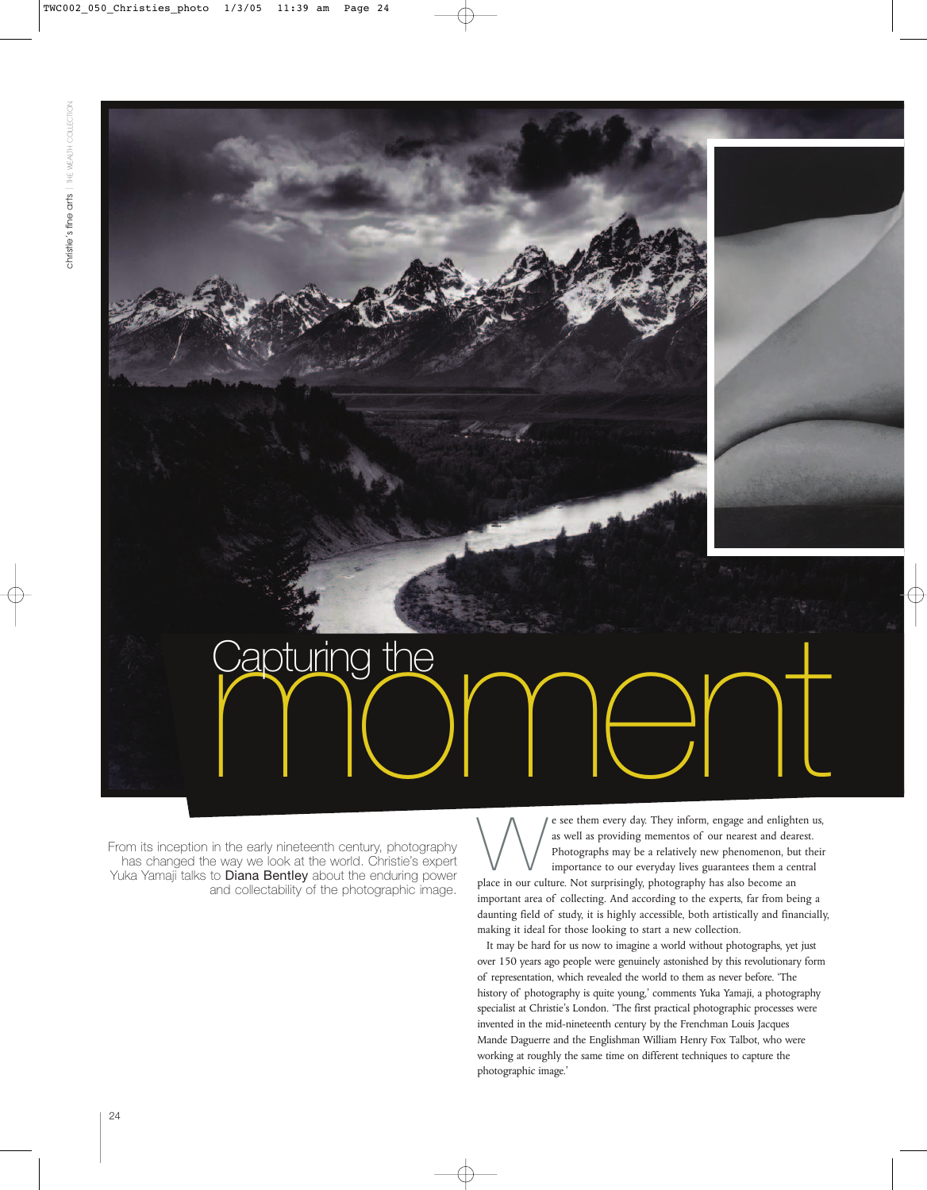# Capturing the moment

From its inception in the early nineteenth century, photography has changed the way we look at the world. Christie's expert Yuka Yamaji talks to **Diana Bentley** about the enduring power and collectability of the photographic image.

We see them every day. They inform, engage and enlighten us, as well as providing mementos of our nearest and dearest. Photographs may be a relatively new phenomenon, but their importance to our everyday lives guarantees them a central place in our culture. Not surprisingly, photography has also become an important area of collecting. And according to the experts, far from being a daunting field of study, it is highly accessible, both artistically and financially, making it ideal for those looking to start a new collection.

It may be hard for us now to imagine a world without photographs, yet just over 150 years ago people were genuinely astonished by this revolutionary form of representation, which revealed the world to them as never before. 'The history of photography is quite young,' comments Yuka Yamaji, a photography specialist at Christie's London. 'The first practical photographic processes were invented in the mid-nineteenth century by the Frenchman Louis Jacques Mande Daguerre and the Englishman William Henry Fox Talbot, who were working at roughly the same time on different techniques to capture the photographic image.'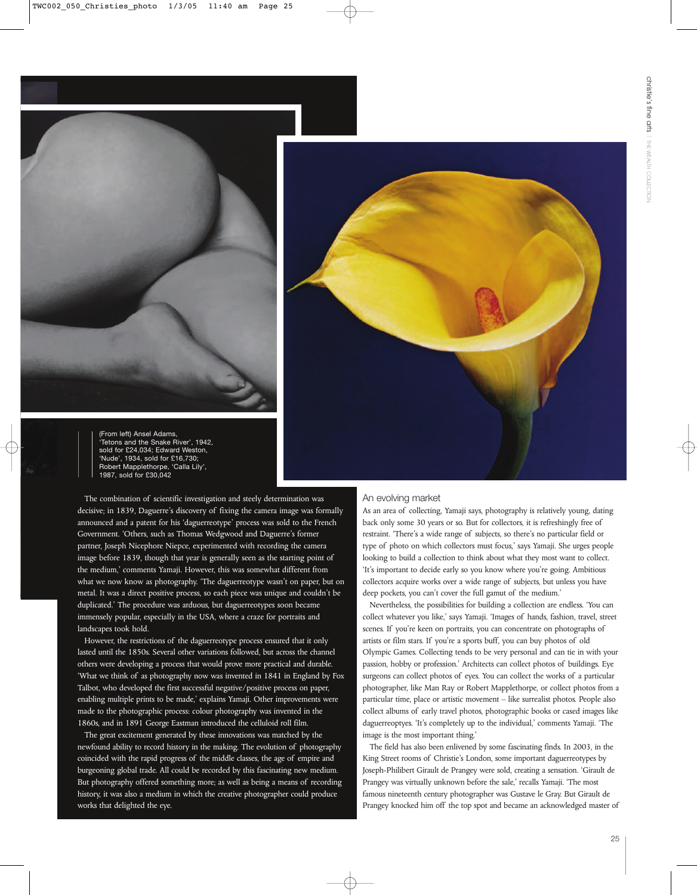(From left) Ansel Adams, 'Tetons and the Snake River', 1942, sold for £24,034; Edward Weston, 'Nude', 1934, sold for £16,730; Robert Mapplethorpe, 'Calla Lily', 1987, sold for £30,042

The combination of scientific investigation and steely determination was decisive; in 1839, Daguerre's discovery of fixing the camera image was formally announced and a patent for his 'daguerreotype' process was sold to the French Government. 'Others, such as Thomas Wedgwood and Daguerre's former partner, Joseph Nicephore Niepce, experimented with recording the camera image before 1839, though that year is generally seen as the starting point of the medium,' comments Yamaji. However, this was somewhat different from what we now know as photography. 'The daguerreotype wasn't on paper, but on metal. It was a direct positive process, so each piece was unique and couldn't be duplicated.' The procedure was arduous, but daguerreotypes soon became immensely popular, especially in the USA, where a craze for portraits and landscapes took hold.

However, the restrictions of the daguerreotype process ensured that it only lasted until the 1850s. Several other variations followed, but across the channel others were developing a process that would prove more practical and durable. 'What we think of as photography now was invented in 1841 in England by Fox Talbot, who developed the first successful negative/positive process on paper, enabling multiple prints to be made,' explains Yamaji. Other improvements were made to the photographic process: colour photography was invented in the 1860s, and in 1891 George Eastman introduced the celluloid roll film.

The great excitement generated by these innovations was matched by the newfound ability to record history in the making. The evolution of photography coincided with the rapid progress of the middle classes, the age of empire and burgeoning global trade. All could be recorded by this fascinating new medium. But photography offered something more; as well as being a means of recording history, it was also a medium in which the creative photographer could produce works that delighted the eye.

## An evolving market

As an area of collecting, Yamaji says, photography is relatively young, dating back only some 30 years or so. But for collectors, it is refreshingly free of restraint. 'There's a wide range of subjects, so there's no particular field or type of photo on which collectors must focus,' says Yamaji. She urges people looking to build a collection to think about what they most want to collect. 'It's important to decide early so you know where you're going. Ambitious collectors acquire works over a wide range of subjects, but unless you have deep pockets, you can't cover the full gamut of the medium.'

Nevertheless, the possibilities for building a collection are endless. 'You can collect whatever you like,' says Yamaji. 'Images of hands, fashion, travel, street scenes. If you're keen on portraits, you can concentrate on photographs of artists or film stars. If you're a sports buff, you can buy photos of old Olympic Games. Collecting tends to be very personal and can tie in with your passion, hobby or profession.' Architects can collect photos of buildings. Eye surgeons can collect photos of eyes. You can collect the works of a particular photographer, like Man Ray or Robert Mapplethorpe, or collect photos from a particular time, place or artistic movement – like surrealist photos. People also collect albums of early travel photos, photographic books or cased images like daguerreotypes. 'It's completely up to the individual,' comments Yamaji. 'The image is the most important thing.'

The field has also been enlivened by some fascinating finds. In 2003, in the King Street rooms of Christie's London, some important daguerreotypes by Joseph-Philibert Girault de Prangey were sold, creating a sensation. 'Girault de Prangey was virtually unknown before the sale,' recalls Yamaji. 'The most famous nineteenth century photographer was Gustave le Gray. But Girault de Prangey knocked him off the top spot and became an acknowledged master of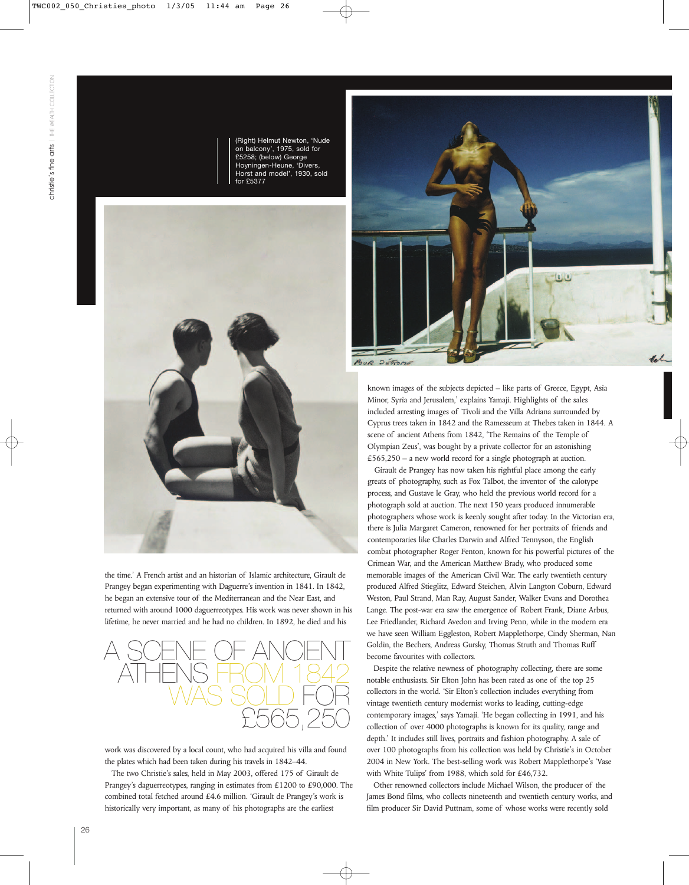(Right) Helmut Newton, 'Nude on balcony', 1975, sold for £5258; (below) George Hoyningen-Heune, 'Divers, Horst and model', 1930, sold for £5377

the time.' A French artist and an historian of Islamic architecture, Girault de Prangey began experimenting with Daguerre's invention in 1841. In 1842, he began an extensive tour of the Mediterranean and the Near East, and returned with around 1000 daguerreotypes. His work was never shown in his lifetime, he never married and he had no children. In 1892, he died and his

## A SCENE OF ANCIENT ATHENS FROM 1842 WAS SOLD FOR £565,250

work was discovered by a local count, who had acquired his villa and found the plates which had been taken during his travels in 1842–44.

The two Christie's sales, held in May 2003, offered 175 of Girault de Prangey's daguerreotypes, ranging in estimates from £1200 to £90,000. The combined total fetched around £4.6 million. 'Girault de Prangey's work is historically very important, as many of his photographs are the earliest known images of the subjects depicted – like parts of Greece, Egypt, Asia Minor, Syria and Jerusalem,' explains Yamaji. Highlights of the sales included arresting images of Tivoli and the Villa Adriana surrounded by Cyprus trees taken in 1842 and the Ramesseum at Thebes taken in 1844. A scene of ancient Athens from 1842, 'The Remains of the Temple of Olympian Zeus', was bought by a private collector for an astonishing £565,250 – a new world record for a single photograph at auction.

Girault de Prangey has now taken his rightful place among the early greats of photography, such as Fox Talbot, the inventor of the calotype process, and Gustave le Gray, who held the previous world record for a photograph sold at auction. The next 150 years produced innumerable photographers whose work is keenly sought after today. In the Victorian era, there is Julia Margaret Cameron, renowned for her portraits of friends and contemporaries like Charles Darwin and Alfred Tennyson, the English combat photographer Roger Fenton, known for his powerful pictures of the Crimean War, and the American Matthew Brady, who produced some memorable images of the American Civil War. The early twentieth century produced Alfred Stieglitz, Edward Steichen, Alvin Langton Coburn, Edward Weston, Paul Strand, Man Ray, August Sander, Walker Evans and Dorothea Lange. The post-war era saw the emergence of Robert Frank, Diane Arbus, Lee Friedlander, Richard Avedon and Irving Penn, while in the modern era we have seen William Eggleston, Robert Mapplethorpe, Cindy Sherman, Nan Goldin, the Bechers, Andreas Gursky, Thomas Struth and Thomas Ruff become favourites with collectors.

Despite the relative newness of photography collecting, there are some notable enthusiasts. Sir Elton John has been rated as one of the top 25 collectors in the world. 'Sir Elton's collection includes everything from vintage twentieth century modernist works to leading, cutting-edge contemporary images,' says Yamaji. 'He began collecting in 1991, and his collection of over 4000 photographs is known for its quality, range and depth.' It includes still lives, portraits and fashion photography. A sale of over 100 photographs from his collection was held by Christie's in October 2004 in New York. The best-selling work was Robert Mapplethorpe's 'Vase with White Tulips' from 1988, which sold for £46,732.

Other renowned collectors include Michael Wilson, the producer of the James Bond films, who collects nineteenth and twentieth century works, and film producer Sir David Puttnam, some of whose works were recently sold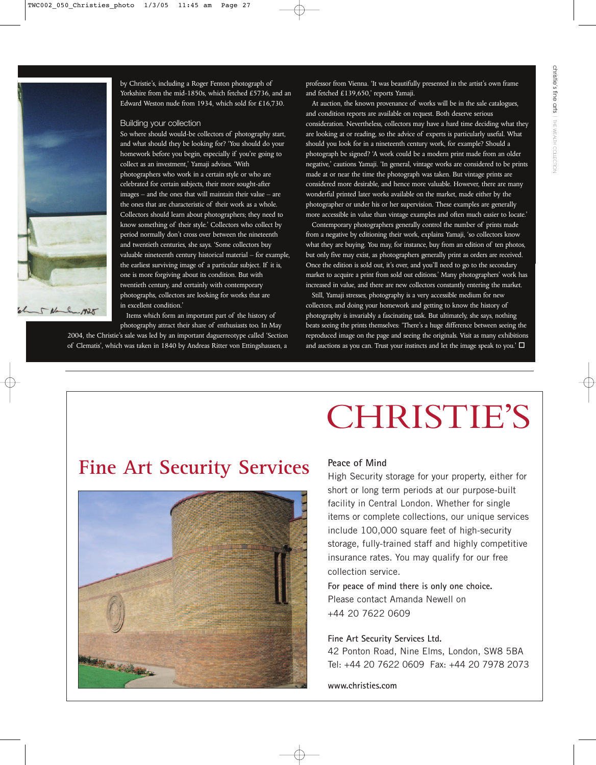by Christie's, including a Roger Fenton photograph of Yorkshire from the mid-1850s, which fetched £5736, and an Edward Weston nude from 1934, which sold for £16,730.

### Building your collection

So where should would-be collectors of photography start, and what should they be looking for? 'You should do your homework before you begin, especially if you're going to collect as an investment,' Yamaji advises. 'With photographers who work in a certain style or who are celebrated for certain subjects, their more sought-after images – and the ones that will maintain their value – are the ones that are characteristic of their work as a whole. Collectors should learn about photographers; they need to know something of their style.' Collectors who collect by period normally don't cross over between the nineteenth and twentieth centuries, she says. 'Some collectors buy valuable nineteenth century historical material – for example, the earliest surviving image of a particular subject. If it is, one is more forgiving about its condition. But with twentieth century, and certainly with contemporary photographs, collectors are looking for works that are in excellent condition.'

Items which form an important part of the history of photography attract their share of enthusiasts too. In May 2004, the Christie's sale was led by an important daguerreotype called 'Section of Clematis', which was taken in 1840 by Andreas Ritter von Ettingshausen, a professor from Vienna. 'It was beautifully presented in the artist's own frame and fetched £139,650,' reports Yamaji.

At auction, the known provenance of works will be in the sale catalogues, and condition reports are available on request. Both deserve serious consideration. Nevertheless, collectors may have a hard time deciding what they are looking at or reading, so the advice of experts is particularly useful. What should you look for in a nineteenth century work, for example? Should a photograph be signed? 'A work could be a modern print made from an older negative,' cautions Yamaji. 'In general, vintage works are considered to be prints made at or near the time the photograph was taken. But vintage prints are considered more desirable, and hence more valuable. However, there are many wonderful printed later works available on the market, made either by the photographer or under his or her supervision. These examples are generally more accessible in value than vintage examples and often much easier to locate.'

Contemporary photographers generally control the number of prints made from a negative by editioning their work, explains Yamaji, 'so collectors know what they are buying. You may, for instance, buy from an edition of ten photos, but only five may exist, as photographers generally print as orders are received. Once the edition is sold out, it's over, and you'll need to go to the secondary market to acquire a print from sold out editions.' Many photographers' work has increased in value, and there are new collectors constantly entering the market.

Still, Yamaji stresses, photography is a very accessible medium for new collectors, and doing your homework and getting to know the history of photography is invariably a fascinating task. But ultimately, she says, nothing beats seeing the prints themselves: 'There's a huge difference between seeing the reproduced image on the page and seeing the originals. Visit as many exhibitions and auctions as you can. Trust your instincts and let the image speak to you.' ◻

---

# CHRISTIE'S

## Fine Art Security Services

**Peace of Mind**

High Security storage for your property, either for short or long term periods at our purpose-built facility in Central London. Whether for single items or complete collections, our unique services include 100,000 square feet of high-security storage, fully-trained staff and highly competitive insurance rates. You may qualify for our free collection service.

**For peace of mind there is only one choice.**
Please contact Amanda Newell on
+44 20 7622 0609

**Fine Art Security Services Ltd.**
42 Ponton Road, Nine Elms, London, SW8 5BA
Tel: +44 20 7622 0609 Fax: +44 20 7978 2073

**www.christies.com**